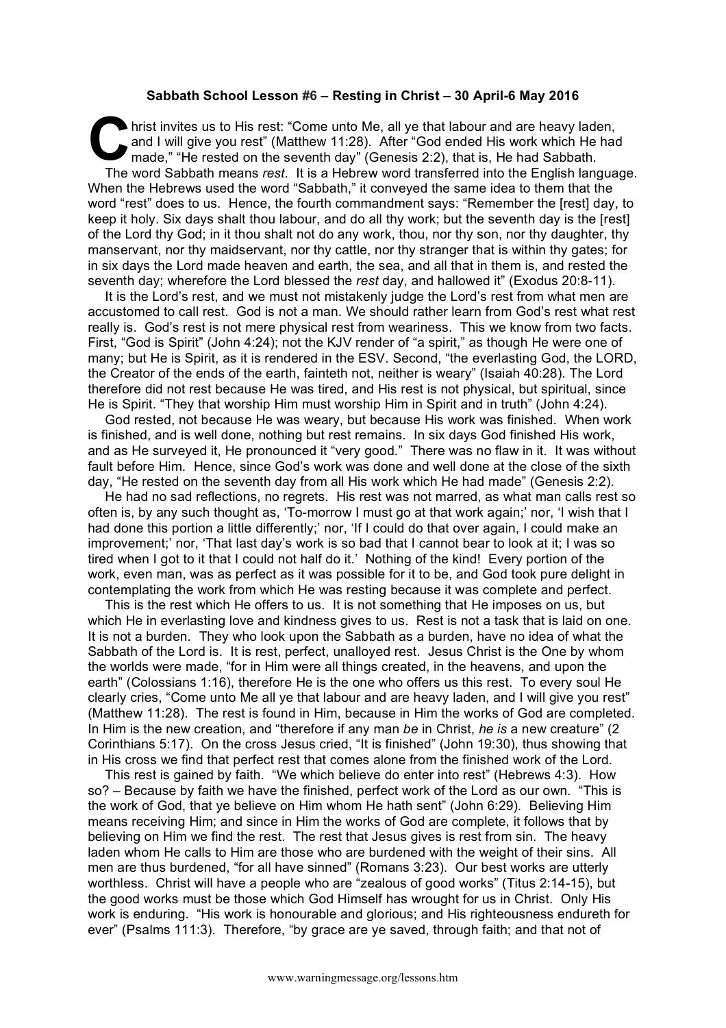**Sabbath School Lesson #6 – Resting in Christ – 30 April-6 May 2016**

Christ invites us to His rest: "Come unto Me, all ye that labour and are heavy laden, and I will give you rest" (Matthew 11:28). After "God ended His work which He had made," "He rested on the seventh day" (Genesis 2:2), that is, He had Sabbath.

The word Sabbath means *rest*. It is a Hebrew word transferred into the English language. When the Hebrews used the word "Sabbath," it conveyed the same idea to them that the word "rest" does to us. Hence, the fourth commandment says: "Remember the [rest] day, to keep it holy. Six days shalt thou labour, and do all thy work; but the seventh day is the [rest] of the Lord thy God; in it thou shalt not do any work, thou, nor thy son, nor thy daughter, thy manservant, nor thy maidservant, nor thy cattle, nor thy stranger that is within thy gates; for in six days the Lord made heaven and earth, the sea, and all that in them is, and rested the seventh day; wherefore the Lord blessed the *rest* day, and hallowed it" (Exodus 20:8-11).

It is the Lord's rest, and we must not mistakenly judge the Lord's rest from what men are accustomed to call rest. God is not a man. We should rather learn from God's rest what rest really is. God's rest is not mere physical rest from weariness. This we know from two facts. First, "God is Spirit" (John 4:24); not the KJV render of "a spirit," as though He were one of many; but He is Spirit, as it is rendered in the ESV. Second, "the everlasting God, the LORD, the Creator of the ends of the earth, fainteth not, neither is weary" (Isaiah 40:28). The Lord therefore did not rest because He was tired, and His rest is not physical, but spiritual, since He is Spirit. "They that worship Him must worship Him in Spirit and in truth" (John 4:24).

God rested, not because He was weary, but because His work was finished. When work is finished, and is well done, nothing but rest remains. In six days God finished His work, and as He surveyed it, He pronounced it "very good." There was no flaw in it. It was without fault before Him. Hence, since God's work was done and well done at the close of the sixth day, "He rested on the seventh day from all His work which He had made" (Genesis 2:2).

He had no sad reflections, no regrets. His rest was not marred, as what man calls rest so often is, by any such thought as, 'To-morrow I must go at that work again;' nor, 'I wish that I had done this portion a little differently;' nor, 'If I could do that over again, I could make an improvement;' nor, 'That last day's work is so bad that I cannot bear to look at it; I was so tired when I got to it that I could not half do it.' Nothing of the kind! Every portion of the work, even man, was as perfect as it was possible for it to be, and God took pure delight in contemplating the work from which He was resting because it was complete and perfect.

This is the rest which He offers to us. It is not something that He imposes on us, but which He in everlasting love and kindness gives to us. Rest is not a task that is laid on one. It is not a burden. They who look upon the Sabbath as a burden, have no idea of what the Sabbath of the Lord is. It is rest, perfect, unalloyed rest. Jesus Christ is the One by whom the worlds were made, "for in Him were all things created, in the heavens, and upon the earth" (Colossians 1:16), therefore He is the one who offers us this rest. To every soul He clearly cries, "Come unto Me all ye that labour and are heavy laden, and I will give you rest" (Matthew 11:28). The rest is found in Him, because in Him the works of God are completed. In Him is the new creation, and "therefore if any man *be* in Christ, *he is* a new creature" (2 Corinthians 5:17). On the cross Jesus cried, "It is finished" (John 19:30), thus showing that in His cross we find that perfect rest that comes alone from the finished work of the Lord.

This rest is gained by faith. "We which believe do enter into rest" (Hebrews 4:3). How so? – Because by faith we have the finished, perfect work of the Lord as our own. "This is the work of God, that ye believe on Him whom He hath sent" (John 6:29). Believing Him means receiving Him; and since in Him the works of God are complete, it follows that by believing on Him we find the rest. The rest that Jesus gives is rest from sin. The heavy laden whom He calls to Him are those who are burdened with the weight of their sins. All men are thus burdened, "for all have sinned" (Romans 3:23). Our best works are utterly worthless. Christ will have a people who are "zealous of good works" (Titus 2:14-15), but the good works must be those which God Himself has wrought for us in Christ. Only His work is enduring. "His work is honourable and glorious; and His righteousness endureth for ever" (Psalms 111:3). Therefore, "by grace are ye saved, through faith; and that not of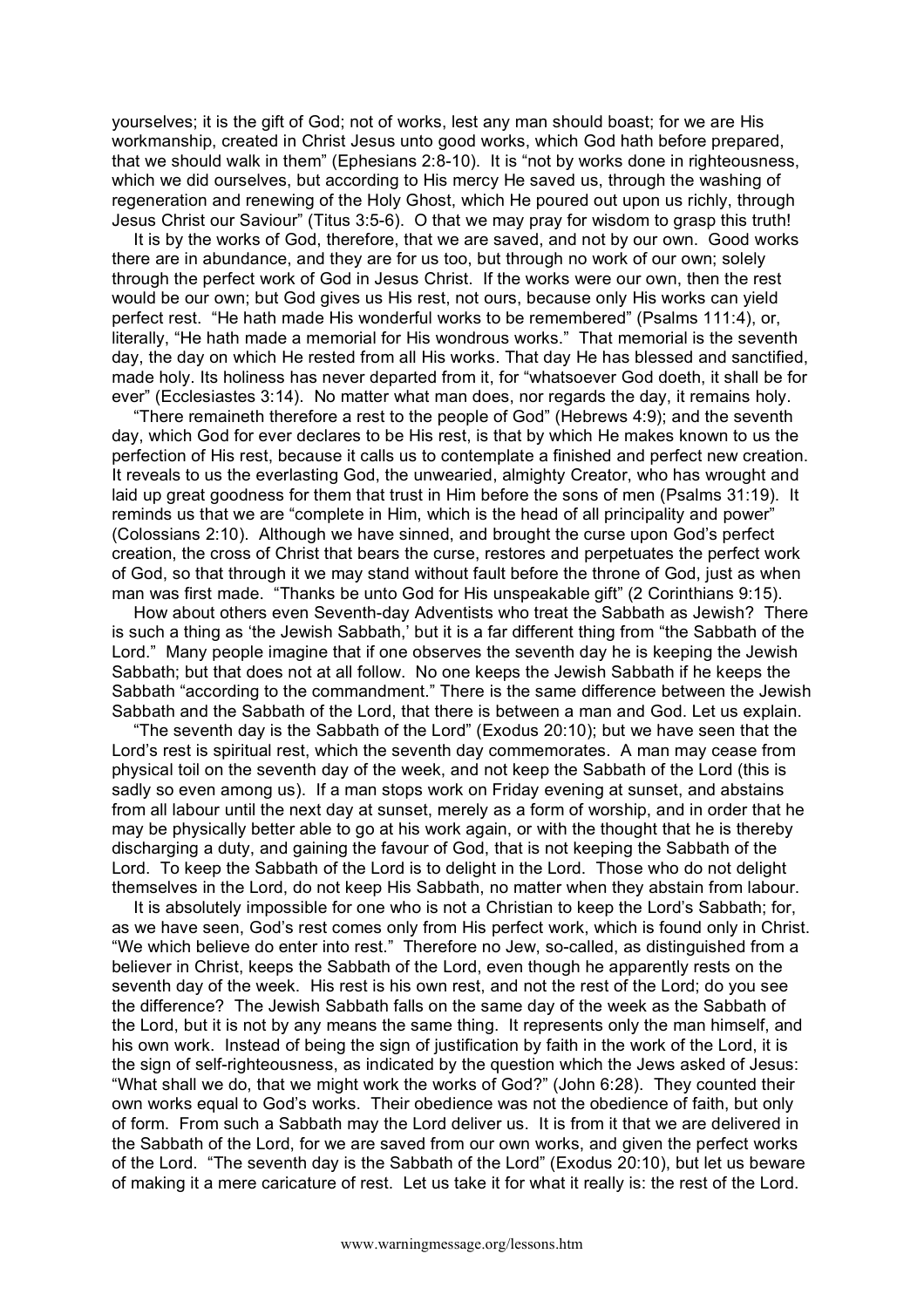yourselves; it is the gift of God; not of works, lest any man should boast; for we are His workmanship, created in Christ Jesus unto good works, which God hath before prepared, that we should walk in them" (Ephesians 2:8-10). It is "not by works done in righteousness, which we did ourselves, but according to His mercy He saved us, through the washing of regeneration and renewing of the Holy Ghost, which He poured out upon us richly, through Jesus Christ our Saviour" (Titus 3:5-6). O that we may pray for wisdom to grasp this truth!

It is by the works of God, therefore, that we are saved, and not by our own. Good works there are in abundance, and they are for us too, but through no work of our own; solely through the perfect work of God in Jesus Christ. If the works were our own, then the rest would be our own; but God gives us His rest, not ours, because only His works can yield perfect rest. "He hath made His wonderful works to be remembered" (Psalms 111:4), or, literally, "He hath made a memorial for His wondrous works." That memorial is the seventh day, the day on which He rested from all His works. That day He has blessed and sanctified, made holy. Its holiness has never departed from it, for "whatsoever God doeth, it shall be for ever" (Ecclesiastes 3:14). No matter what man does, nor regards the day, it remains holy.

"There remaineth therefore a rest to the people of God" (Hebrews 4:9); and the seventh day, which God for ever declares to be His rest, is that by which He makes known to us the perfection of His rest, because it calls us to contemplate a finished and perfect new creation. It reveals to us the everlasting God, the unwearied, almighty Creator, who has wrought and laid up great goodness for them that trust in Him before the sons of men (Psalms 31:19). It reminds us that we are "complete in Him, which is the head of all principality and power" (Colossians 2:10). Although we have sinned, and brought the curse upon God's perfect creation, the cross of Christ that bears the curse, restores and perpetuates the perfect work of God, so that through it we may stand without fault before the throne of God, just as when man was first made. "Thanks be unto God for His unspeakable gift" (2 Corinthians 9:15).

How about others even Seventh-day Adventists who treat the Sabbath as Jewish? There is such a thing as 'the Jewish Sabbath,' but it is a far different thing from "the Sabbath of the Lord." Many people imagine that if one observes the seventh day he is keeping the Jewish Sabbath; but that does not at all follow. No one keeps the Jewish Sabbath if he keeps the Sabbath "according to the commandment." There is the same difference between the Jewish Sabbath and the Sabbath of the Lord, that there is between a man and God. Let us explain.

"The seventh day is the Sabbath of the Lord" (Exodus 20:10); but we have seen that the Lord's rest is spiritual rest, which the seventh day commemorates. A man may cease from physical toil on the seventh day of the week, and not keep the Sabbath of the Lord (this is sadly so even among us). If a man stops work on Friday evening at sunset, and abstains from all labour until the next day at sunset, merely as a form of worship, and in order that he may be physically better able to go at his work again, or with the thought that he is thereby discharging a duty, and gaining the favour of God, that is not keeping the Sabbath of the Lord. To keep the Sabbath of the Lord is to delight in the Lord. Those who do not delight themselves in the Lord, do not keep His Sabbath, no matter when they abstain from labour.

It is absolutely impossible for one who is not a Christian to keep the Lord's Sabbath; for, as we have seen, God's rest comes only from His perfect work, which is found only in Christ. "We which believe do enter into rest." Therefore no Jew, so-called, as distinguished from a believer in Christ, keeps the Sabbath of the Lord, even though he apparently rests on the seventh day of the week. His rest is his own rest, and not the rest of the Lord; do you see the difference? The Jewish Sabbath falls on the same day of the week as the Sabbath of the Lord, but it is not by any means the same thing. It represents only the man himself, and his own work. Instead of being the sign of justification by faith in the work of the Lord, it is the sign of self-righteousness, as indicated by the question which the Jews asked of Jesus: "What shall we do, that we might work the works of God?" (John 6:28). They counted their own works equal to God's works. Their obedience was not the obedience of faith, but only of form. From such a Sabbath may the Lord deliver us. It is from it that we are delivered in the Sabbath of the Lord, for we are saved from our own works, and given the perfect works of the Lord. "The seventh day is the Sabbath of the Lord" (Exodus 20:10), but let us beware of making it a mere caricature of rest. Let us take it for what it really is: the rest of the Lord.

www.warningmessage.org/lessons.htm